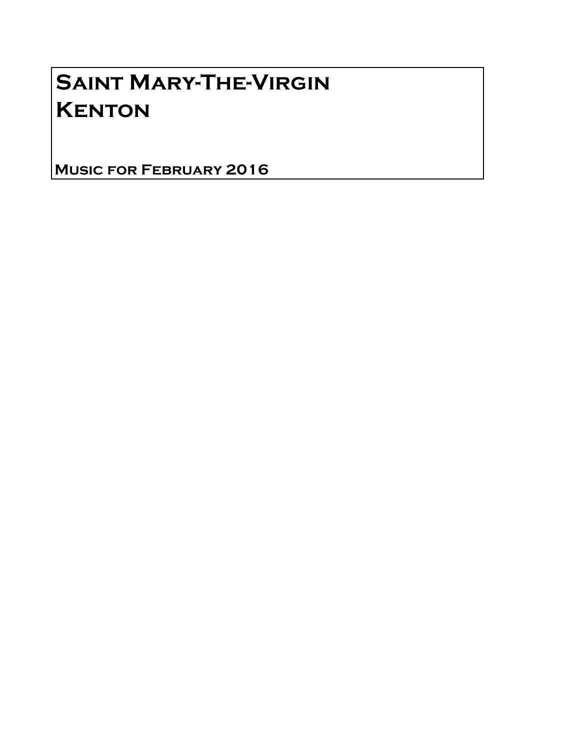# Saint Mary-The-Virgin
# Kenton

**Music for February 2016**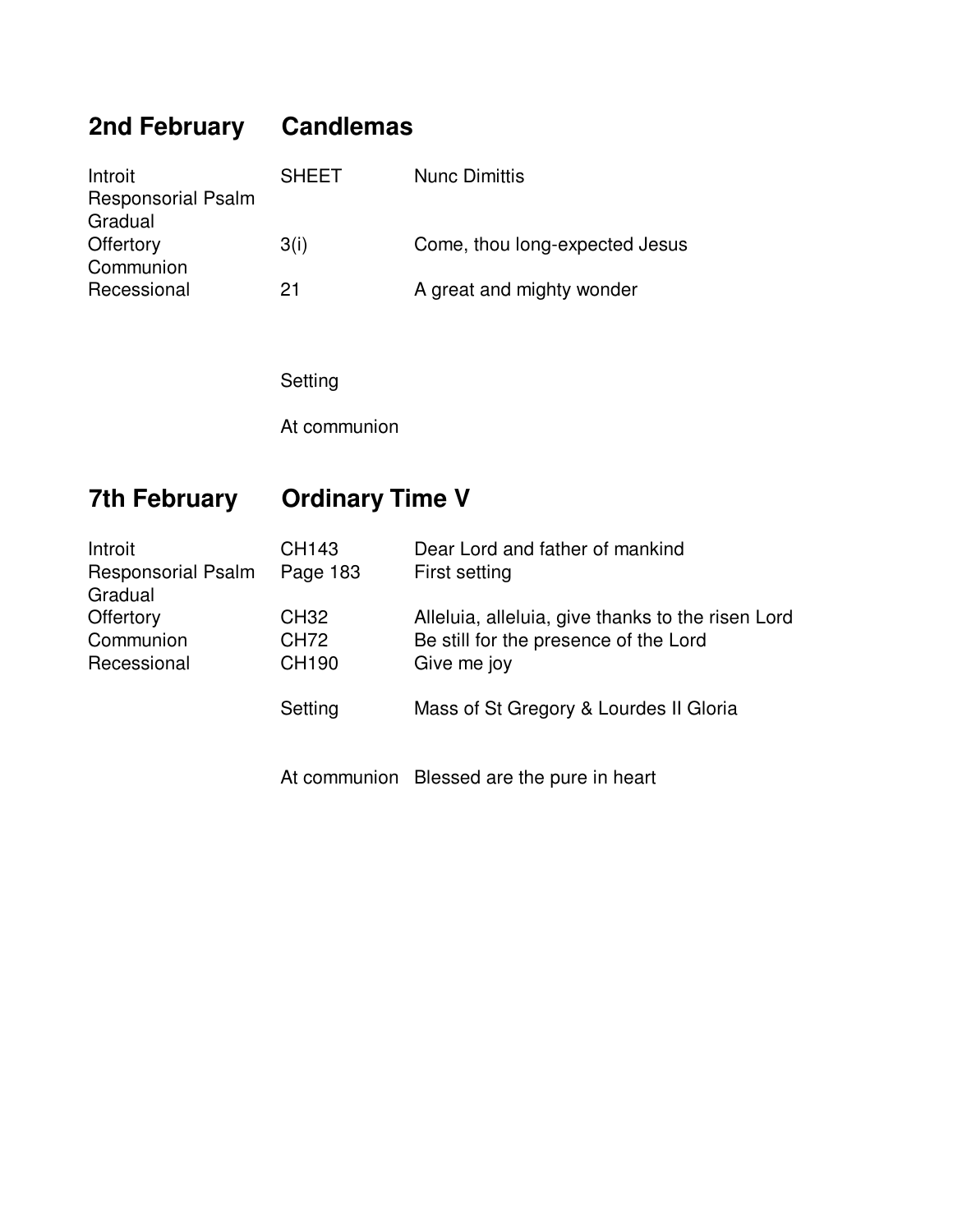## 2nd February Candlemas

| | | |
|---|---|---|
| Introit | SHEET | Nunc Dimittis |
| Responsorial Psalm | | |
| Gradual | | |
| Offertory | 3(i) | Come, thou long-expected Jesus |
| Communion | | |
| Recessional | 21 | A great and mighty wonder |
| | Setting | |
| | At communion | |

## 7th February Ordinary Time V

| | | |
|---|---|---|
| Introit | CH143 | Dear Lord and father of mankind |
| Responsorial Psalm | Page 183 | First setting |
| Gradual | | |
| Offertory | CH32 | Alleluia, alleluia, give thanks to the risen Lord |
| Communion | CH72 | Be still for the presence of the Lord |
| Recessional | CH190 | Give me joy |
| | Setting | Mass of St Gregory & Lourdes II Gloria |
| | At communion | Blessed are the pure in heart |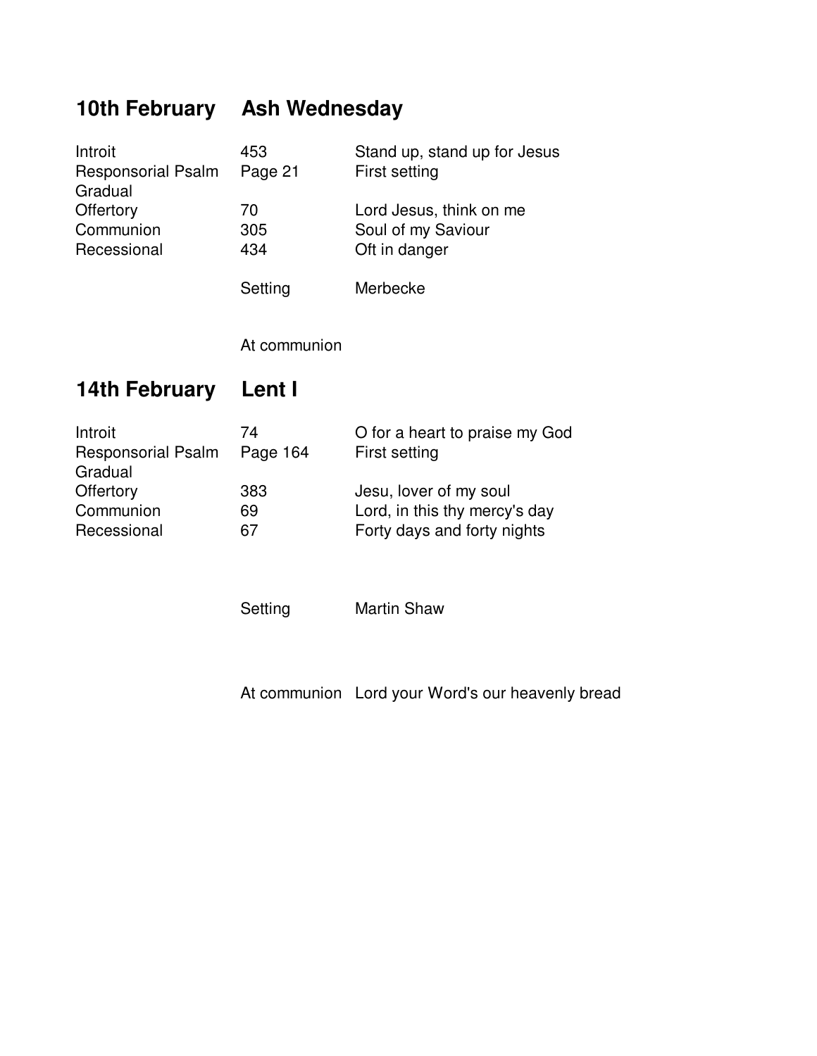## 10th February Ash Wednesday

| | | |
|---|---|---|
| Introit | 453 | Stand up, stand up for Jesus |
| Responsorial Psalm Gradual | Page 21 | First setting |
| Offertory | 70 | Lord Jesus, think on me |
| Communion | 305 | Soul of my Saviour |
| Recessional | 434 | Oft in danger |
| | Setting | Merbecke |
| | At communion | |

## 14th February Lent I

| | | |
|---|---|---|
| Introit | 74 | O for a heart to praise my God |
| Responsorial Psalm Gradual | Page 164 | First setting |
| Offertory | 383 | Jesu, lover of my soul |
| Communion | 69 | Lord, in this thy mercy's day |
| Recessional | 67 | Forty days and forty nights |
| | Setting | Martin Shaw |
| | At communion | Lord your Word's our heavenly bread |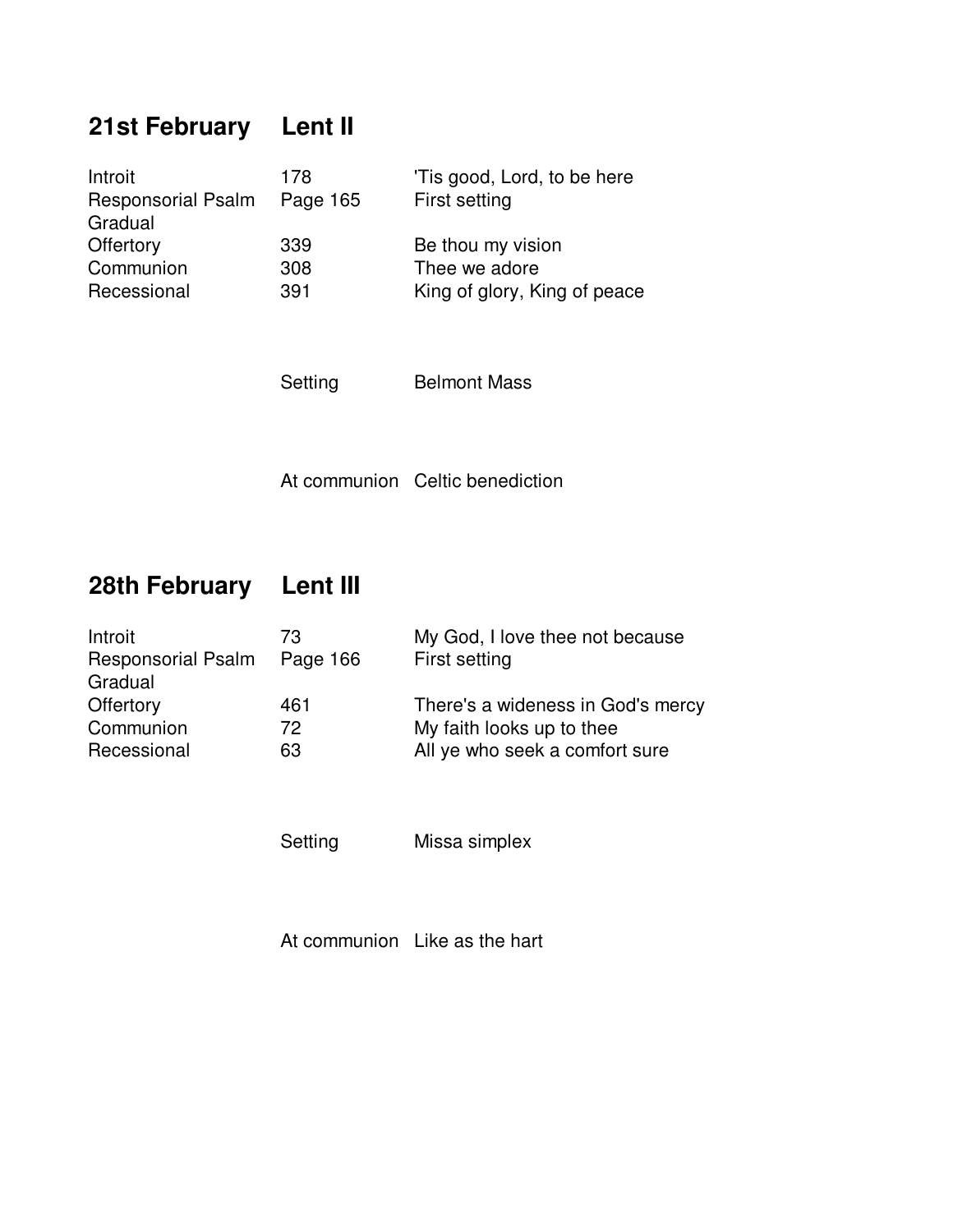## 21st February Lent II

| | | |
|---|---|---|
| Introit | 178 | 'Tis good, Lord, to be here |
| Responsorial Psalm Gradual | Page 165 | First setting |
| Offertory | 339 | Be thou my vision |
| Communion | 308 | Thee we adore |
| Recessional | 391 | King of glory, King of peace |

Setting Belmont Mass

At communion Celtic benediction

## 28th February Lent III

| | | |
|---|---|---|
| Introit | 73 | My God, I love thee not because |
| Responsorial Psalm Gradual | Page 166 | First setting |
| Offertory | 461 | There's a wideness in God's mercy |
| Communion | 72 | My faith looks up to thee |
| Recessional | 63 | All ye who seek a comfort sure |

Setting Missa simplex

At communion Like as the hart